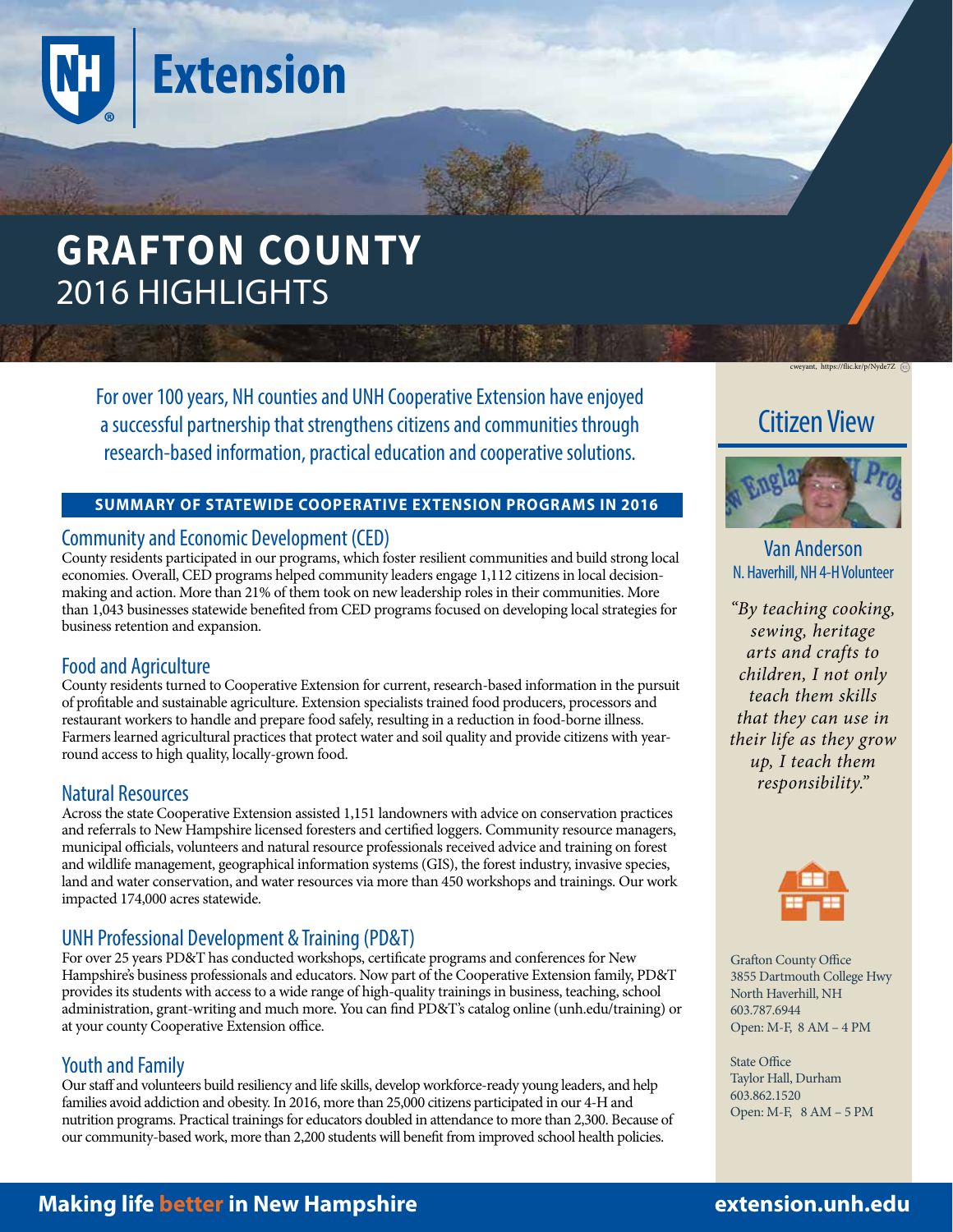# GRAFTON COUNTY
## 2016 HIGHLIGHTS

cweyant, https://flic.kr/p/Nyde7Z

For over 100 years, NH counties and UNH Cooperative Extension have enjoyed a successful partnership that strengthens citizens and communities through research-based information, practical education and cooperative solutions.

### SUMMARY OF STATEWIDE COOPERATIVE EXTENSION PROGRAMS IN 2016

### Community and Economic Development (CED)

County residents participated in our programs, which foster resilient communities and build strong local economies. Overall, CED programs helped community leaders engage 1,112 citizens in local decision-making and action. More than 21% of them took on new leadership roles in their communities. More than 1,043 businesses statewide benefited from CED programs focused on developing local strategies for business retention and expansion.

### Food and Agriculture

County residents turned to Cooperative Extension for current, research-based information in the pursuit of profitable and sustainable agriculture. Extension specialists trained food producers, processors and restaurant workers to handle and prepare food safely, resulting in a reduction in food-borne illness. Farmers learned agricultural practices that protect water and soil quality and provide citizens with year-round access to high quality, locally-grown food.

### Natural Resources

Across the state Cooperative Extension assisted 1,151 landowners with advice on conservation practices and referrals to New Hampshire licensed foresters and certified loggers. Community resource managers, municipal officials, volunteers and natural resource professionals received advice and training on forest and wildlife management, geographical information systems (GIS), the forest industry, invasive species, land and water conservation, and water resources via more than 450 workshops and trainings. Our work impacted 174,000 acres statewide.

### UNH Professional Development & Training (PD&T)

For over 25 years PD&T has conducted workshops, certificate programs and conferences for New Hampshire's business professionals and educators. Now part of the Cooperative Extension family, PD&T provides its students with access to a wide range of high-quality trainings in business, teaching, school administration, grant-writing and much more. You can find PD&T's catalog online (unh.edu/training) or at your county Cooperative Extension office.

### Youth and Family

Our staff and volunteers build resiliency and life skills, develop workforce-ready young leaders, and help families avoid addiction and obesity. In 2016, more than 25,000 citizens participated in our 4-H and nutrition programs. Practical trainings for educators doubled in attendance to more than 2,300. Because of our community-based work, more than 2,200 students will benefit from improved school health policies.

## Citizen View

**Van Anderson**
N. Haverhill, NH 4-H Volunteer

*"By teaching cooking, sewing, heritage arts and crafts to children, I not only teach them skills that they can use in their life as they grow up, I teach them responsibility."*

Grafton County Office
3855 Dartmouth College Hwy
North Haverhill, NH
603.787.6944
Open: M-F, 8 AM – 4 PM

State Office
Taylor Hall, Durham
603.862.1520
Open: M-F, 8 AM – 5 PM

**Making life better in New Hampshire** **extension.unh.edu**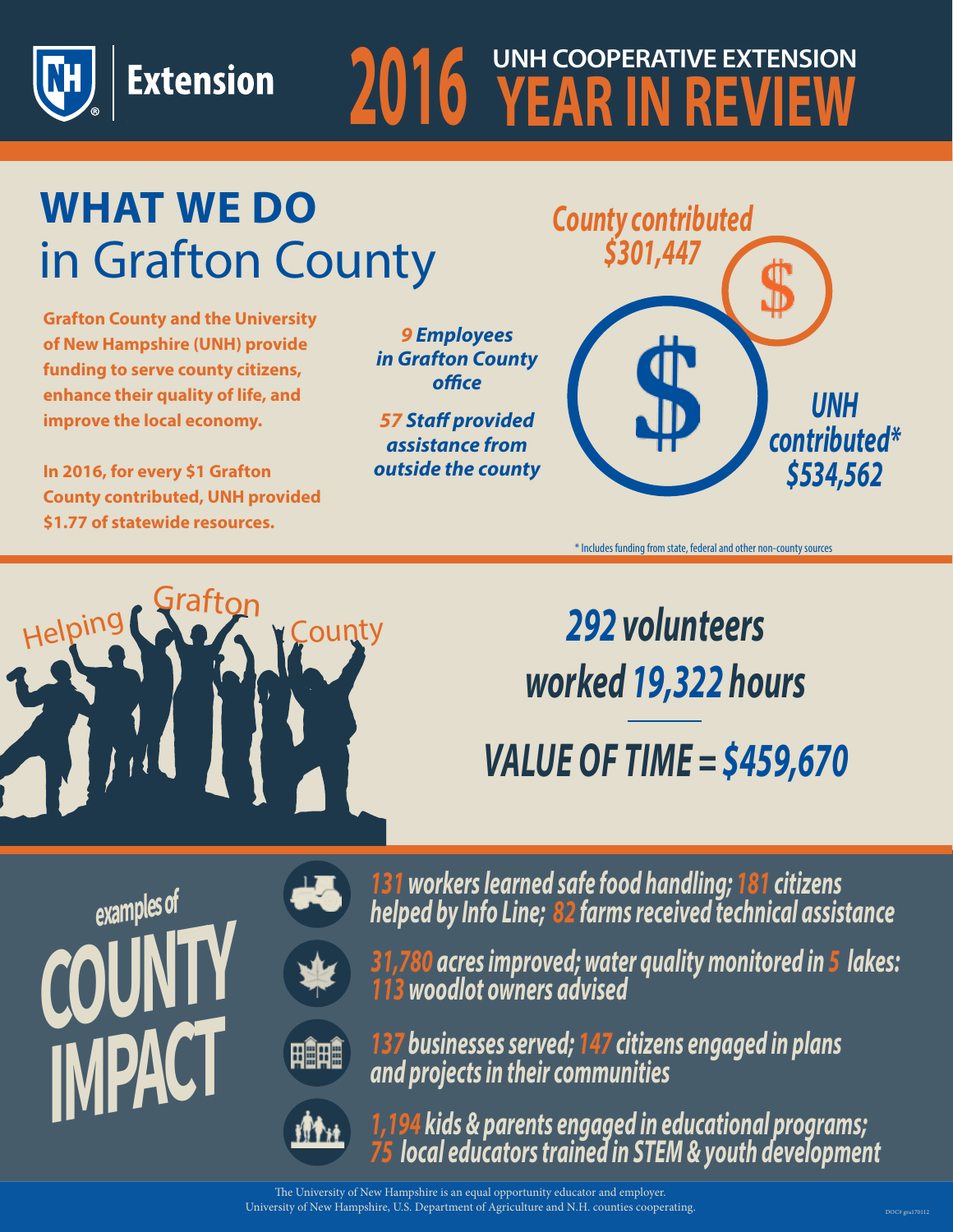Extension

# 2016 UNH COOPERATIVE EXTENSION YEAR IN REVIEW

## WHAT WE DO in Grafton County

**Grafton County and the University of New Hampshire (UNH) provide funding to serve county citizens, enhance their quality of life, and improve the local economy.**

**In 2016, for every $1 Grafton County contributed, UNH provided $1.77 of statewide resources.**

***9 Employees in Grafton County office***

***57 Staff provided assistance from outside the county***

*County contributed $301,447*

*UNH contributed* $534,562*

\* Includes funding from state, federal and other non-county sources

Helping Grafton County

***292 volunteers worked 19,322 hours***

***VALUE OF TIME = $459,670***

## examples of COUNTY IMPACT

*131 workers learned safe food handling; 181 citizens helped by Info Line; 82 farms received technical assistance*

*31,780 acres improved; water quality monitored in 5 lakes: 113 woodlot owners advised*

*137 businesses served; 147 citizens engaged in plans and projects in their communities*

*1,194 kids & parents engaged in educational programs; 75 local educators trained in STEM & youth development*

The University of New Hampshire is an equal opportunity educator and employer.
University of New Hampshire, U.S. Department of Agriculture and N.H. counties cooperating.

DOC# gra170112